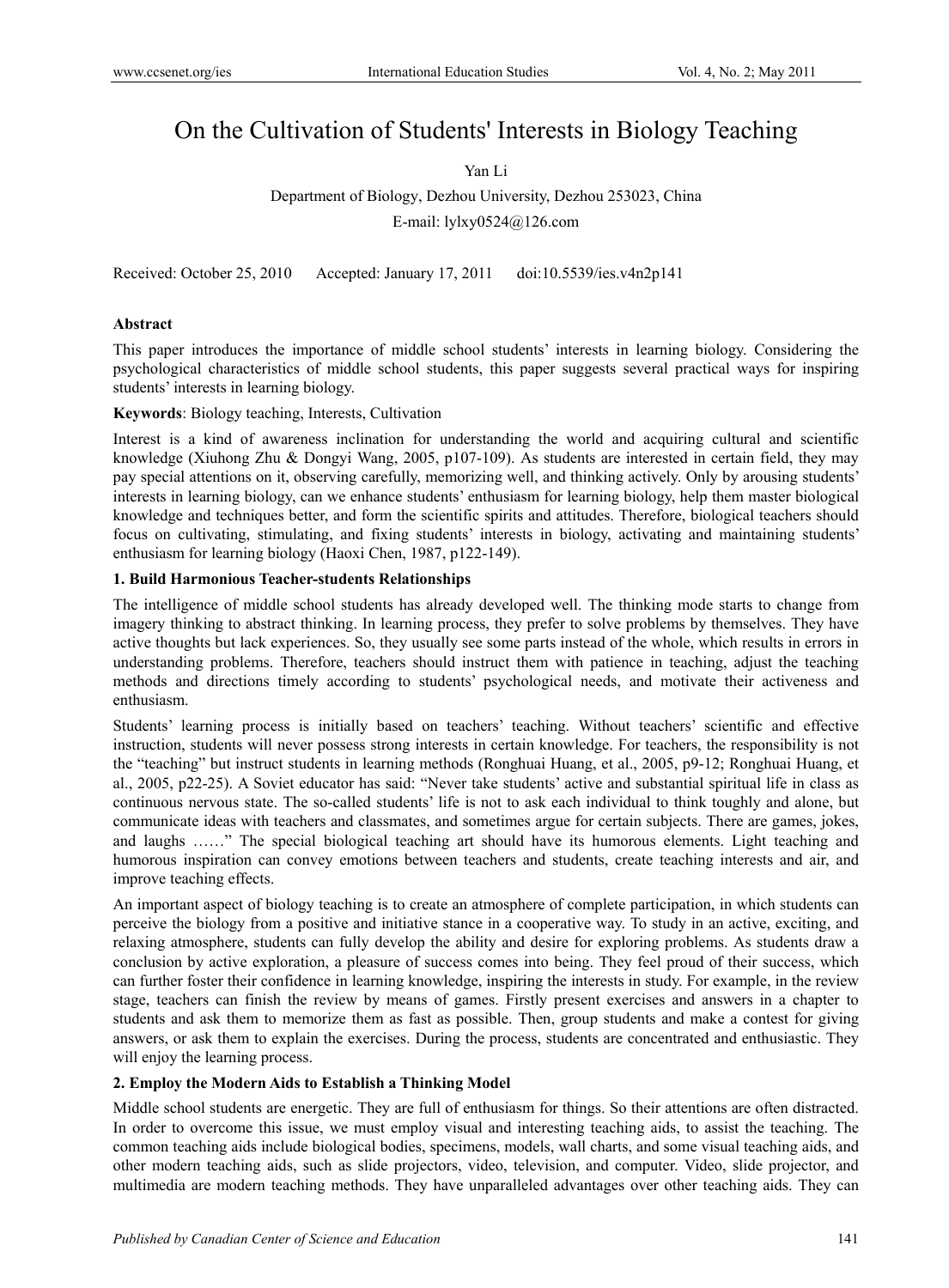# On the Cultivation of Students' Interests in Biology Teaching

Yan Li

Department of Biology, Dezhou University, Dezhou 253023, China

E-mail: lylxy0524@126.com

Received: October 25, 2010 Accepted: January 17, 2011 doi:10.5539/ies.v4n2p141

**Abstract**

This paper introduces the importance of middle school students' interests in learning biology. Considering the psychological characteristics of middle school students, this paper suggests several practical ways for inspiring students' interests in learning biology.

**Keywords**: Biology teaching, Interests, Cultivation

Interest is a kind of awareness inclination for understanding the world and acquiring cultural and scientific knowledge (Xiuhong Zhu & Dongyi Wang, 2005, p107-109). As students are interested in certain field, they may pay special attentions on it, observing carefully, memorizing well, and thinking actively. Only by arousing students' interests in learning biology, can we enhance students' enthusiasm for learning biology, help them master biological knowledge and techniques better, and form the scientific spirits and attitudes. Therefore, biological teachers should focus on cultivating, stimulating, and fixing students' interests in biology, activating and maintaining students' enthusiasm for learning biology (Haoxi Chen, 1987, p122-149).

## 1. Build Harmonious Teacher-students Relationships

The intelligence of middle school students has already developed well. The thinking mode starts to change from imagery thinking to abstract thinking. In learning process, they prefer to solve problems by themselves. They have active thoughts but lack experiences. So, they usually see some parts instead of the whole, which results in errors in understanding problems. Therefore, teachers should instruct them with patience in teaching, adjust the teaching methods and directions timely according to students' psychological needs, and motivate their activeness and enthusiasm.

Students' learning process is initially based on teachers' teaching. Without teachers' scientific and effective instruction, students will never possess strong interests in certain knowledge. For teachers, the responsibility is not the "teaching" but instruct students in learning methods (Ronghuai Huang, et al., 2005, p9-12; Ronghuai Huang, et al., 2005, p22-25). A Soviet educator has said: "Never take students' active and substantial spiritual life in class as continuous nervous state. The so-called students' life is not to ask each individual to think toughly and alone, but communicate ideas with teachers and classmates, and sometimes argue for certain subjects. There are games, jokes, and laughs ……" The special biological teaching art should have its humorous elements. Light teaching and humorous inspiration can convey emotions between teachers and students, create teaching interests and air, and improve teaching effects.

An important aspect of biology teaching is to create an atmosphere of complete participation, in which students can perceive the biology from a positive and initiative stance in a cooperative way. To study in an active, exciting, and relaxing atmosphere, students can fully develop the ability and desire for exploring problems. As students draw a conclusion by active exploration, a pleasure of success comes into being. They feel proud of their success, which can further foster their confidence in learning knowledge, inspiring the interests in study. For example, in the review stage, teachers can finish the review by means of games. Firstly present exercises and answers in a chapter to students and ask them to memorize them as fast as possible. Then, group students and make a contest for giving answers, or ask them to explain the exercises. During the process, students are concentrated and enthusiastic. They will enjoy the learning process.

## 2. Employ the Modern Aids to Establish a Thinking Model

Middle school students are energetic. They are full of enthusiasm for things. So their attentions are often distracted. In order to overcome this issue, we must employ visual and interesting teaching aids, to assist the teaching. The common teaching aids include biological bodies, specimens, models, wall charts, and some visual teaching aids, and other modern teaching aids, such as slide projectors, video, television, and computer. Video, slide projector, and multimedia are modern teaching methods. They have unparalleled advantages over other teaching aids. They can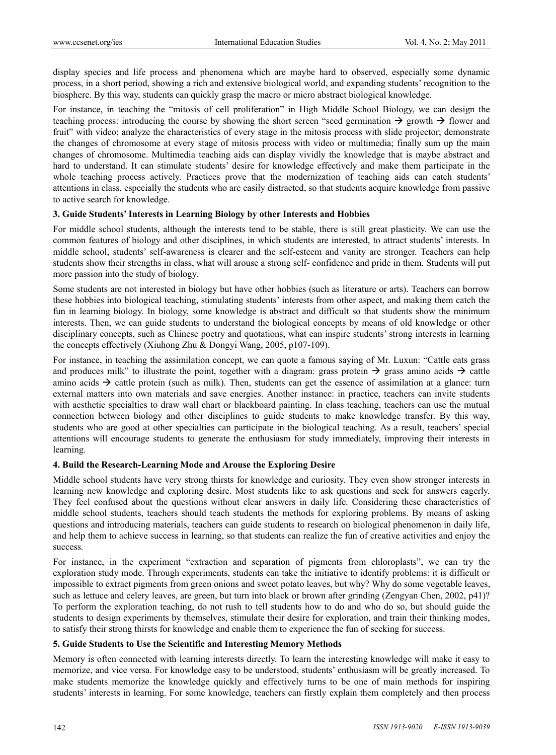display species and life process and phenomena which are maybe hard to observed, especially some dynamic process, in a short period, showing a rich and extensive biological world, and expanding students' recognition to the biosphere. By this way, students can quickly grasp the macro or micro abstract biological knowledge.

For instance, in teaching the "mitosis of cell proliferation" in High Middle School Biology, we can design the teaching process: introducing the course by showing the short screen "seed germination → growth → flower and fruit" with video; analyze the characteristics of every stage in the mitosis process with slide projector; demonstrate the changes of chromosome at every stage of mitosis process with video or multimedia; finally sum up the main changes of chromosome. Multimedia teaching aids can display vividly the knowledge that is maybe abstract and hard to understand. It can stimulate students' desire for knowledge effectively and make them participate in the whole teaching process actively. Practices prove that the modernization of teaching aids can catch students' attentions in class, especially the students who are easily distracted, so that students acquire knowledge from passive to active search for knowledge.

### 3. Guide Students' Interests in Learning Biology by other Interests and Hobbies

For middle school students, although the interests tend to be stable, there is still great plasticity. We can use the common features of biology and other disciplines, in which students are interested, to attract students' interests. In middle school, students' self-awareness is clearer and the self-esteem and vanity are stronger. Teachers can help students show their strengths in class, what will arouse a strong self- confidence and pride in them. Students will put more passion into the study of biology.

Some students are not interested in biology but have other hobbies (such as literature or arts). Teachers can borrow these hobbies into biological teaching, stimulating students' interests from other aspect, and making them catch the fun in learning biology. In biology, some knowledge is abstract and difficult so that students show the minimum interests. Then, we can guide students to understand the biological concepts by means of old knowledge or other disciplinary concepts, such as Chinese poetry and quotations, what can inspire students' strong interests in learning the concepts effectively (Xiuhong Zhu & Dongyi Wang, 2005, p107-109).

For instance, in teaching the assimilation concept, we can quote a famous saying of Mr. Luxun: "Cattle eats grass and produces milk" to illustrate the point, together with a diagram: grass protein → grass amino acids → cattle amino acids → cattle protein (such as milk). Then, students can get the essence of assimilation at a glance: turn external matters into own materials and save energies. Another instance: in practice, teachers can invite students with aesthetic specialties to draw wall chart or blackboard painting. In class teaching, teachers can use the mutual connection between biology and other disciplines to guide students to make knowledge transfer. By this way, students who are good at other specialties can participate in the biological teaching. As a result, teachers' special attentions will encourage students to generate the enthusiasm for study immediately, improving their interests in learning.

### 4. Build the Research-Learning Mode and Arouse the Exploring Desire

Middle school students have very strong thirsts for knowledge and curiosity. They even show stronger interests in learning new knowledge and exploring desire. Most students like to ask questions and seek for answers eagerly. They feel confused about the questions without clear answers in daily life. Considering these characteristics of middle school students, teachers should teach students the methods for exploring problems. By means of asking questions and introducing materials, teachers can guide students to research on biological phenomenon in daily life, and help them to achieve success in learning, so that students can realize the fun of creative activities and enjoy the success.

For instance, in the experiment "extraction and separation of pigments from chloroplasts", we can try the exploration study mode. Through experiments, students can take the initiative to identify problems: it is difficult or impossible to extract pigments from green onions and sweet potato leaves, but why? Why do some vegetable leaves, such as lettuce and celery leaves, are green, but turn into black or brown after grinding (Zengyan Chen, 2002, p41)? To perform the exploration teaching, do not rush to tell students how to do and who do so, but should guide the students to design experiments by themselves, stimulate their desire for exploration, and train their thinking modes, to satisfy their strong thirsts for knowledge and enable them to experience the fun of seeking for success.

### 5. Guide Students to Use the Scientific and Interesting Memory Methods

Memory is often connected with learning interests directly. To learn the interesting knowledge will make it easy to memorize, and vice versa. For knowledge easy to be understood, students' enthusiasm will be greatly increased. To make students memorize the knowledge quickly and effectively turns to be one of main methods for inspiring students' interests in learning. For some knowledge, teachers can firstly explain them completely and then process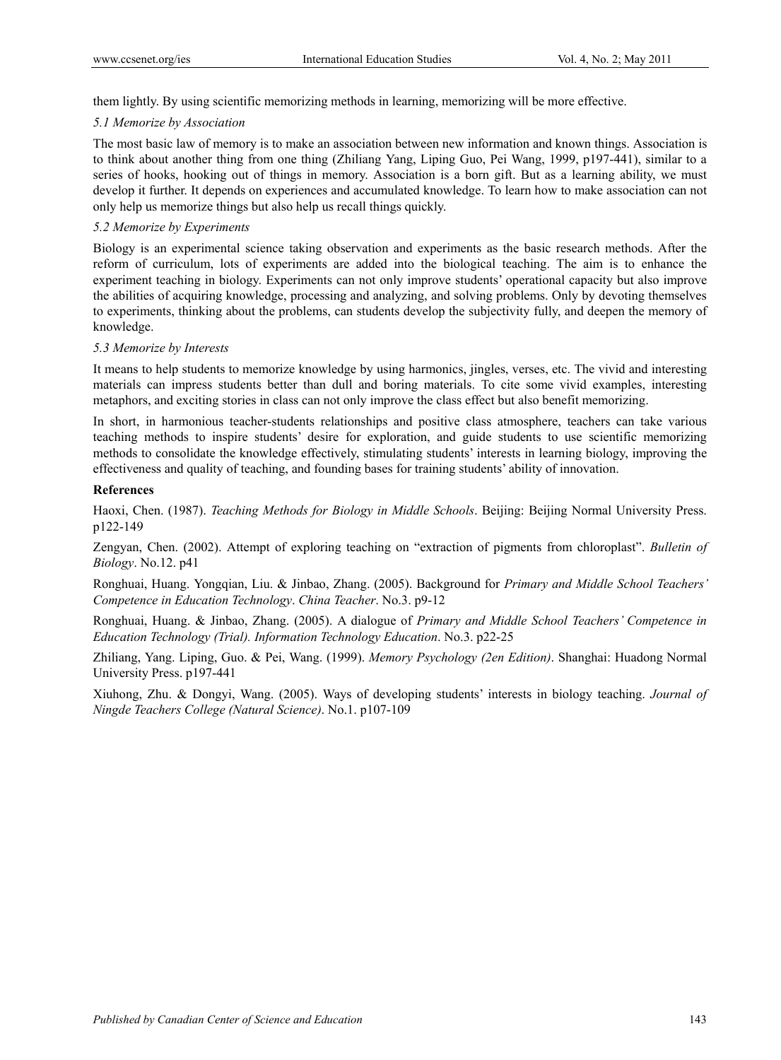them lightly. By using scientific memorizing methods in learning, memorizing will be more effective.

### *5.1 Memorize by Association*

The most basic law of memory is to make an association between new information and known things. Association is to think about another thing from one thing (Zhiliang Yang, Liping Guo, Pei Wang, 1999, p197-441), similar to a series of hooks, hooking out of things in memory. Association is a born gift. But as a learning ability, we must develop it further. It depends on experiences and accumulated knowledge. To learn how to make association can not only help us memorize things but also help us recall things quickly.

### *5.2 Memorize by Experiments*

Biology is an experimental science taking observation and experiments as the basic research methods. After the reform of curriculum, lots of experiments are added into the biological teaching. The aim is to enhance the experiment teaching in biology. Experiments can not only improve students' operational capacity but also improve the abilities of acquiring knowledge, processing and analyzing, and solving problems. Only by devoting themselves to experiments, thinking about the problems, can students develop the subjectivity fully, and deepen the memory of knowledge.

### *5.3 Memorize by Interests*

It means to help students to memorize knowledge by using harmonics, jingles, verses, etc. The vivid and interesting materials can impress students better than dull and boring materials. To cite some vivid examples, interesting metaphors, and exciting stories in class can not only improve the class effect but also benefit memorizing.

In short, in harmonious teacher-students relationships and positive class atmosphere, teachers can take various teaching methods to inspire students' desire for exploration, and guide students to use scientific memorizing methods to consolidate the knowledge effectively, stimulating students' interests in learning biology, improving the effectiveness and quality of teaching, and founding bases for training students' ability of innovation.

## References

Haoxi, Chen. (1987). *Teaching Methods for Biology in Middle Schools*. Beijing: Beijing Normal University Press. p122-149

Zengyan, Chen. (2002). Attempt of exploring teaching on "extraction of pigments from chloroplast". *Bulletin of Biology*. No.12. p41

Ronghuai, Huang. Yongqian, Liu. & Jinbao, Zhang. (2005). Background for *Primary and Middle School Teachers' Competence in Education Technology*. *China Teacher*. No.3. p9-12

Ronghuai, Huang. & Jinbao, Zhang. (2005). A dialogue of *Primary and Middle School Teachers' Competence in Education Technology (Trial). Information Technology Education*. No.3. p22-25

Zhiliang, Yang. Liping, Guo. & Pei, Wang. (1999). *Memory Psychology (2en Edition)*. Shanghai: Huadong Normal University Press. p197-441

Xiuhong, Zhu. & Dongyi, Wang. (2005). Ways of developing students' interests in biology teaching. *Journal of Ningde Teachers College (Natural Science)*. No.1. p107-109